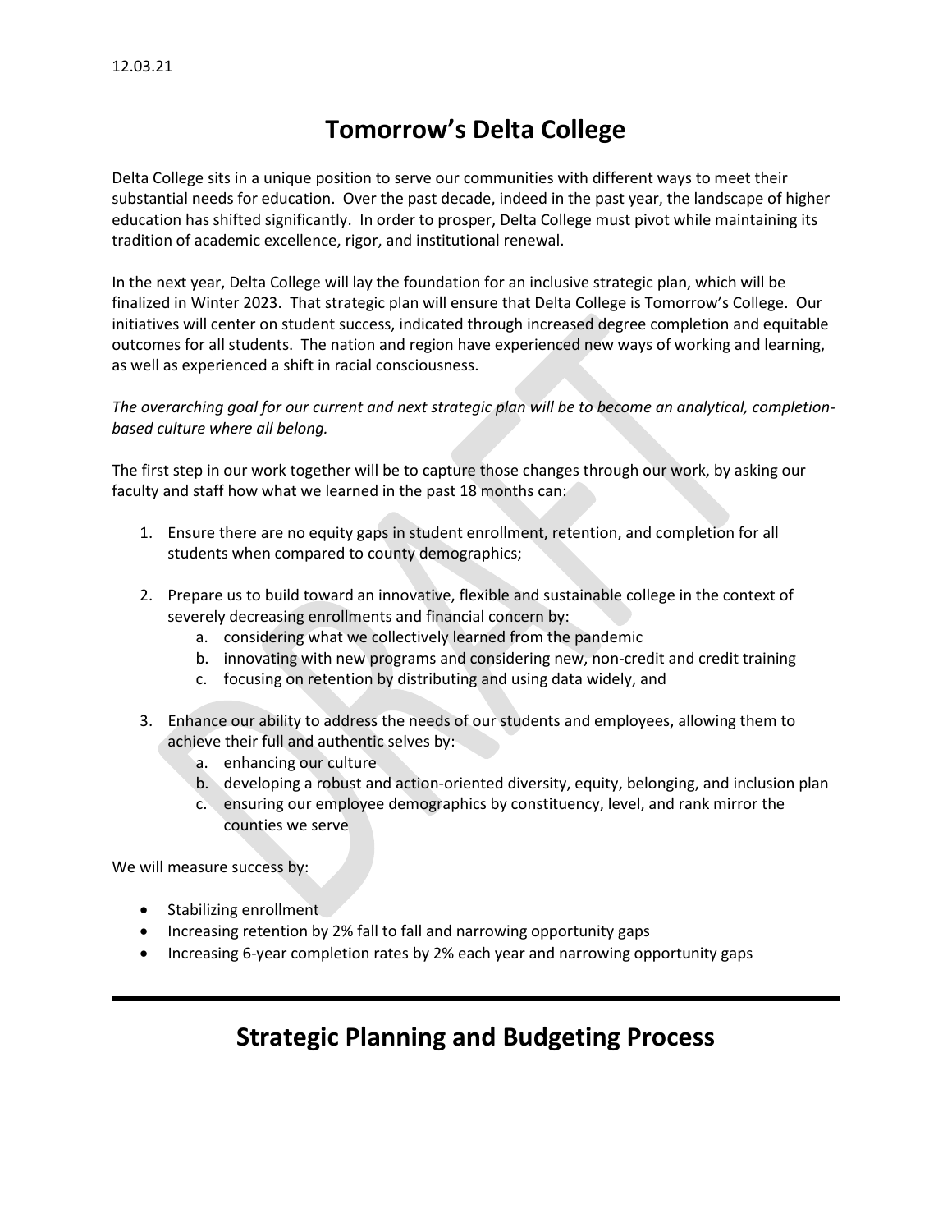12.03.21

# Tomorrow's Delta College

Delta College sits in a unique position to serve our communities with different ways to meet their substantial needs for education. Over the past decade, indeed in the past year, the landscape of higher education has shifted significantly. In order to prosper, Delta College must pivot while maintaining its tradition of academic excellence, rigor, and institutional renewal.

In the next year, Delta College will lay the foundation for an inclusive strategic plan, which will be finalized in Winter 2023. That strategic plan will ensure that Delta College is Tomorrow's College. Our initiatives will center on student success, indicated through increased degree completion and equitable outcomes for all students. The nation and region have experienced new ways of working and learning, as well as experienced a shift in racial consciousness.

*The overarching goal for our current and next strategic plan will be to become an analytical, completion-based culture where all belong.*

The first step in our work together will be to capture those changes through our work, by asking our faculty and staff how what we learned in the past 18 months can:

1. Ensure there are no equity gaps in student enrollment, retention, and completion for all students when compared to county demographics;

2. Prepare us to build toward an innovative, flexible and sustainable college in the context of severely decreasing enrollments and financial concern by:
   a. considering what we collectively learned from the pandemic
   b. innovating with new programs and considering new, non-credit and credit training
   c. focusing on retention by distributing and using data widely, and

3. Enhance our ability to address the needs of our students and employees, allowing them to achieve their full and authentic selves by:
   a. enhancing our culture
   b. developing a robust and action-oriented diversity, equity, belonging, and inclusion plan
   c. ensuring our employee demographics by constituency, level, and rank mirror the counties we serve

We will measure success by:

- Stabilizing enrollment
- Increasing retention by 2% fall to fall and narrowing opportunity gaps
- Increasing 6-year completion rates by 2% each year and narrowing opportunity gaps

---

# Strategic Planning and Budgeting Process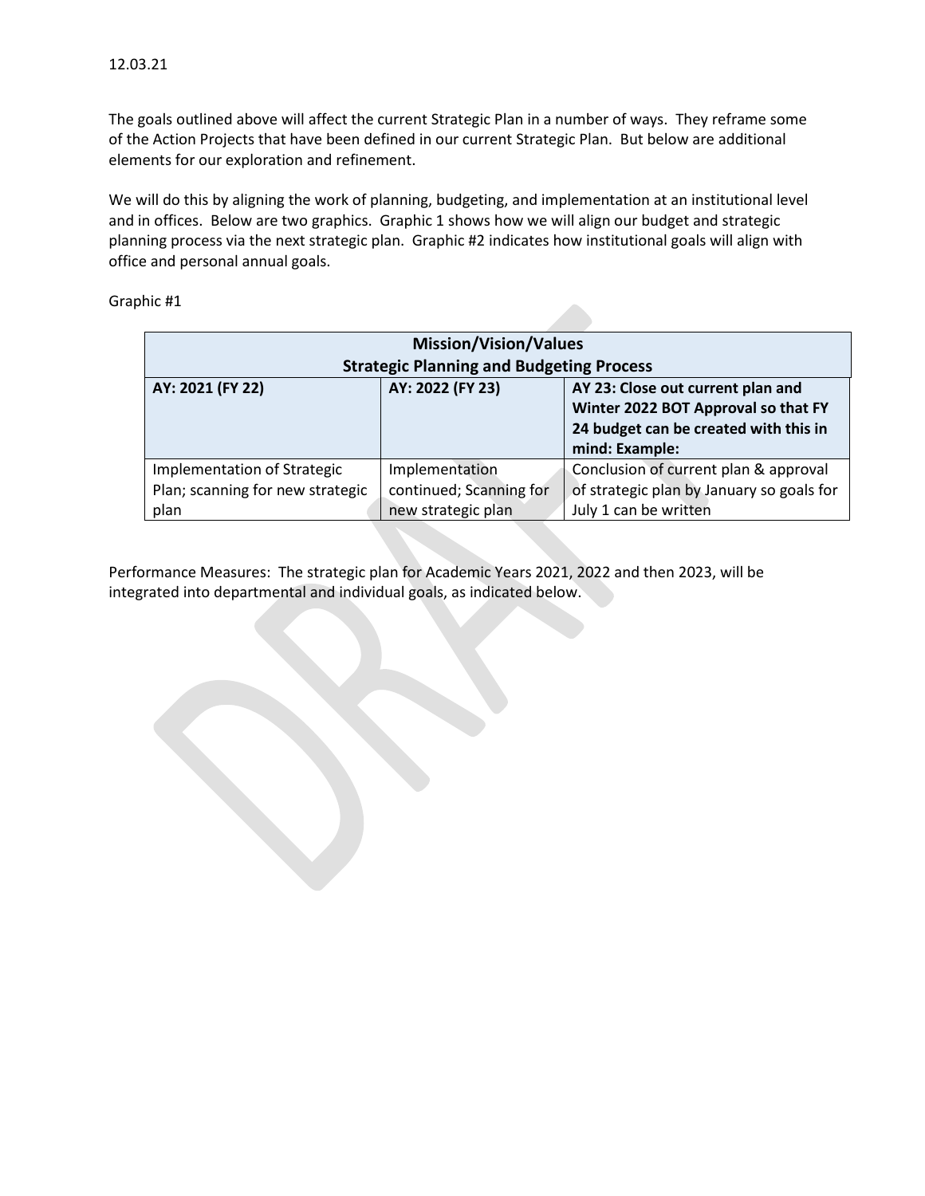12.03.21

The goals outlined above will affect the current Strategic Plan in a number of ways. They reframe some of the Action Projects that have been defined in our current Strategic Plan. But below are additional elements for our exploration and refinement.

We will do this by aligning the work of planning, budgeting, and implementation at an institutional level and in offices. Below are two graphics. Graphic 1 shows how we will align our budget and strategic planning process via the next strategic plan. Graphic #2 indicates how institutional goals will align with office and personal annual goals.

Graphic #1

| **Mission/Vision/Values Strategic Planning and Budgeting Process** | | |
|---|---|---|
| **AY: 2021 (FY 22)** | **AY: 2022 (FY 23)** | **AY 23: Close out current plan and Winter 2022 BOT Approval so that FY 24 budget can be created with this in mind: Example:** |
| Implementation of Strategic Plan; scanning for new strategic plan | Implementation continued; Scanning for new strategic plan | Conclusion of current plan & approval of strategic plan by January so goals for July 1 can be written |

Performance Measures: The strategic plan for Academic Years 2021, 2022 and then 2023, will be integrated into departmental and individual goals, as indicated below.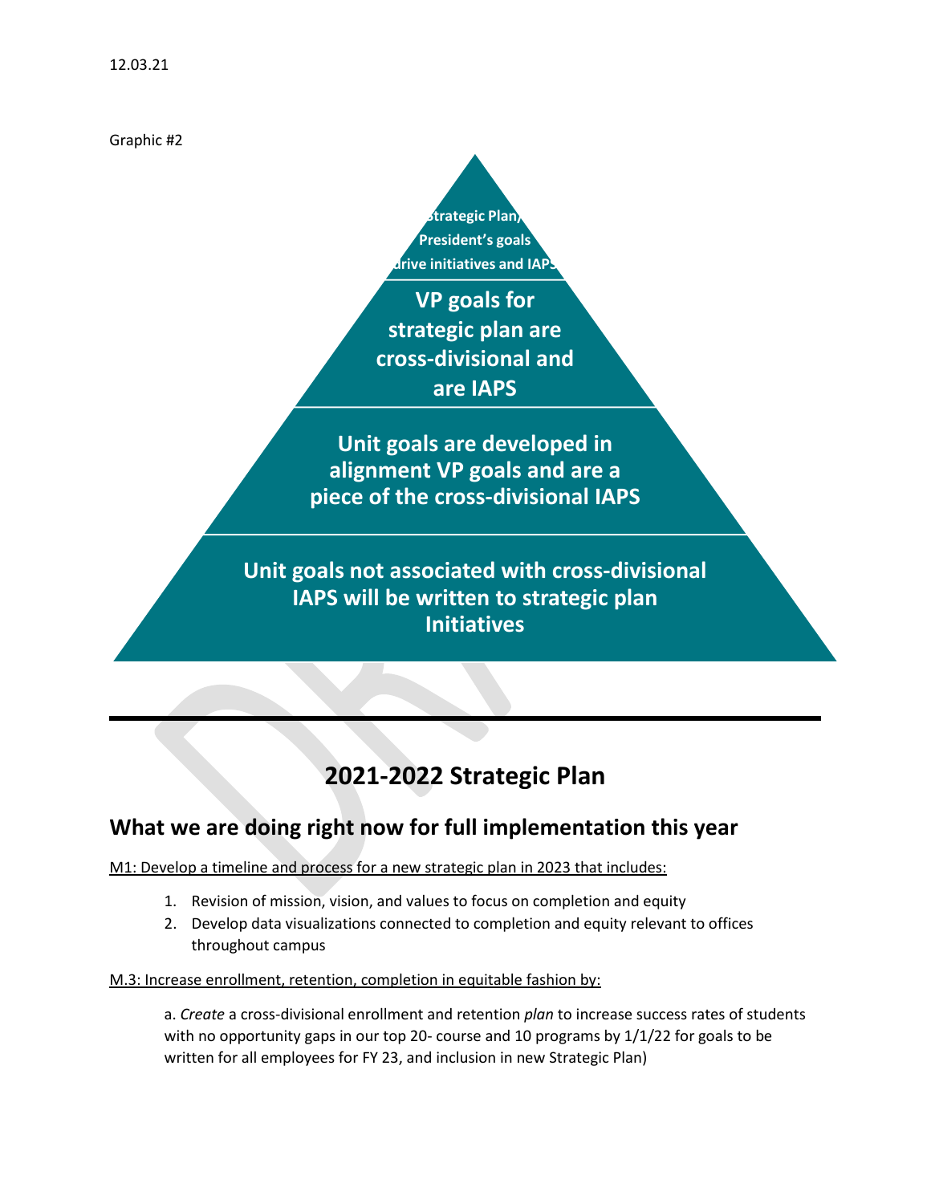12.03.21

Graphic #2

Strategic Plan/ President's goals drive initiatives and IAPS

VP goals for strategic plan are cross-divisional and are IAPS

Unit goals are developed in alignment VP goals and are a piece of the cross-divisional IAPS

Unit goals not associated with cross-divisional IAPS will be written to strategic plan Initiatives

---

# 2021-2022 Strategic Plan

## What we are doing right now for full implementation this year

M1: Develop a timeline and process for a new strategic plan in 2023 that includes:

1. Revision of mission, vision, and values to focus on completion and equity
2. Develop data visualizations connected to completion and equity relevant to offices throughout campus

M.3: Increase enrollment, retention, completion in equitable fashion by:

a. *Create* a cross-divisional enrollment and retention *plan* to increase success rates of students with no opportunity gaps in our top 20- course and 10 programs by 1/1/22 for goals to be written for all employees for FY 23, and inclusion in new Strategic Plan)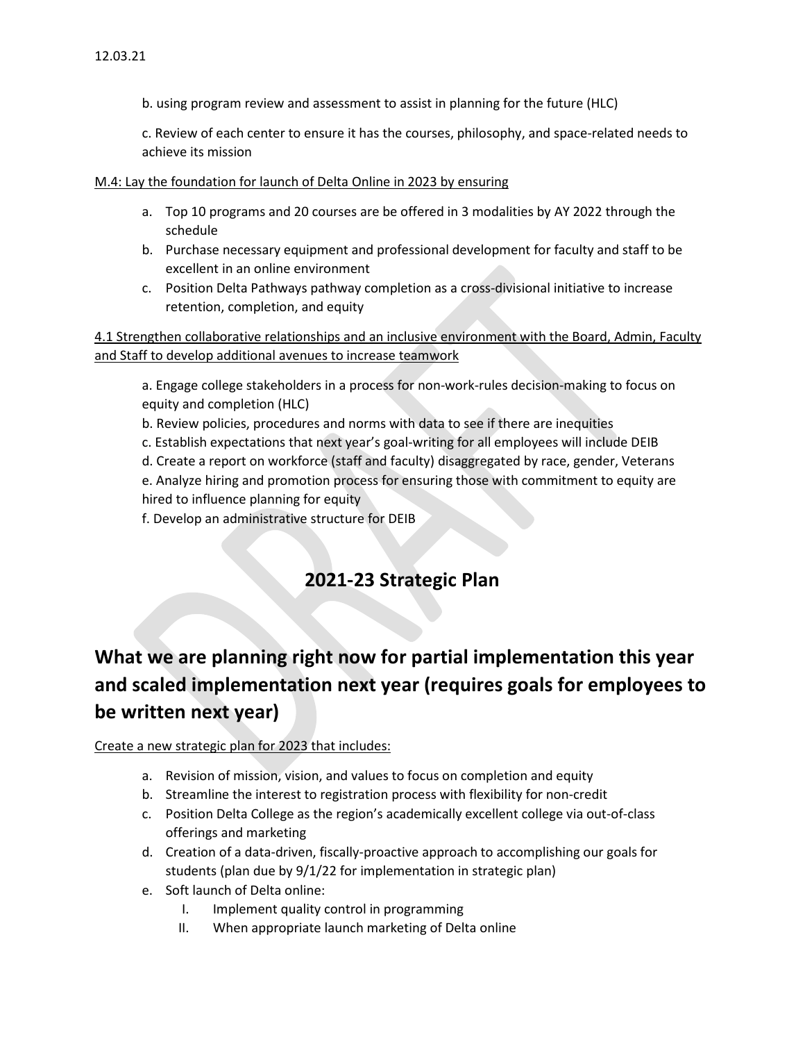b. using program review and assessment to assist in planning for the future (HLC)

c. Review of each center to ensure it has the courses, philosophy, and space-related needs to achieve its mission

<u>M.4: Lay the foundation for launch of Delta Online in 2023 by ensuring</u>

a. Top 10 programs and 20 courses are be offered in 3 modalities by AY 2022 through the schedule
b. Purchase necessary equipment and professional development for faculty and staff to be excellent in an online environment
c. Position Delta Pathways pathway completion as a cross-divisional initiative to increase retention, completion, and equity

<u>4.1 Strengthen collaborative relationships and an inclusive environment with the Board, Admin, Faculty and Staff to develop additional avenues to increase teamwork</u>

a. Engage college stakeholders in a process for non-work-rules decision-making to focus on equity and completion (HLC)
b. Review policies, procedures and norms with data to see if there are inequities
c. Establish expectations that next year's goal-writing for all employees will include DEIB
d. Create a report on workforce (staff and faculty) disaggregated by race, gender, Veterans
e. Analyze hiring and promotion process for ensuring those with commitment to equity are hired to influence planning for equity
f. Develop an administrative structure for DEIB

## 2021-23 Strategic Plan

# What we are planning right now for partial implementation this year and scaled implementation next year (requires goals for employees to be written next year)

<u>Create a new strategic plan for 2023 that includes:</u>

a. Revision of mission, vision, and values to focus on completion and equity
b. Streamline the interest to registration process with flexibility for non-credit
c. Position Delta College as the region's academically excellent college via out-of-class offerings and marketing
d. Creation of a data-driven, fiscally-proactive approach to accomplishing our goals for students (plan due by 9/1/22 for implementation in strategic plan)
e. Soft launch of Delta online:
    I. Implement quality control in programming
    II. When appropriate launch marketing of Delta online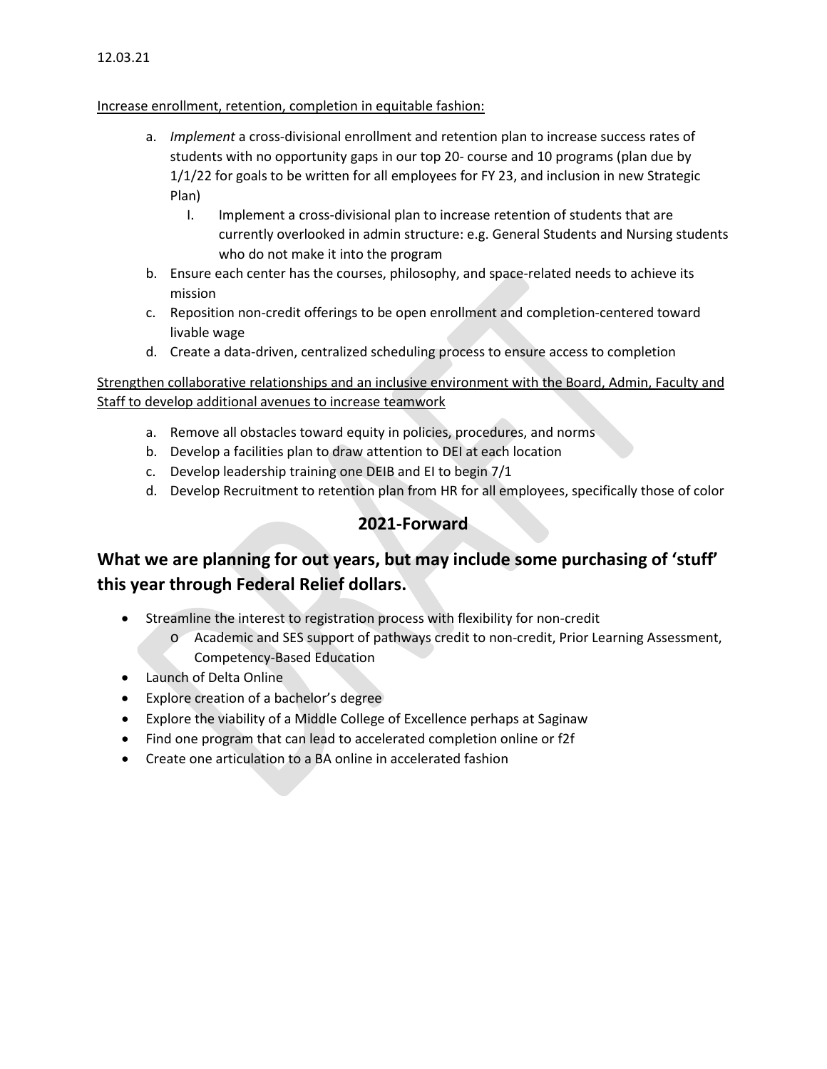12.03.21

Increase enrollment, retention, completion in equitable fashion:

a. *Implement* a cross-divisional enrollment and retention plan to increase success rates of students with no opportunity gaps in our top 20- course and 10 programs (plan due by 1/1/22 for goals to be written for all employees for FY 23, and inclusion in new Strategic Plan)
   I. Implement a cross-divisional plan to increase retention of students that are currently overlooked in admin structure: e.g. General Students and Nursing students who do not make it into the program
b. Ensure each center has the courses, philosophy, and space-related needs to achieve its mission
c. Reposition non-credit offerings to be open enrollment and completion-centered toward livable wage
d. Create a data-driven, centralized scheduling process to ensure access to completion

Strengthen collaborative relationships and an inclusive environment with the Board, Admin, Faculty and Staff to develop additional avenues to increase teamwork

a. Remove all obstacles toward equity in policies, procedures, and norms
b. Develop a facilities plan to draw attention to DEI at each location
c. Develop leadership training one DEIB and EI to begin 7/1
d. Develop Recruitment to retention plan from HR for all employees, specifically those of color

## 2021-Forward

## What we are planning for out years, but may include some purchasing of 'stuff' this year through Federal Relief dollars.

- Streamline the interest to registration process with flexibility for non-credit
  - Academic and SES support of pathways credit to non-credit, Prior Learning Assessment, Competency-Based Education
- Launch of Delta Online
- Explore creation of a bachelor's degree
- Explore the viability of a Middle College of Excellence perhaps at Saginaw
- Find one program that can lead to accelerated completion online or f2f
- Create one articulation to a BA online in accelerated fashion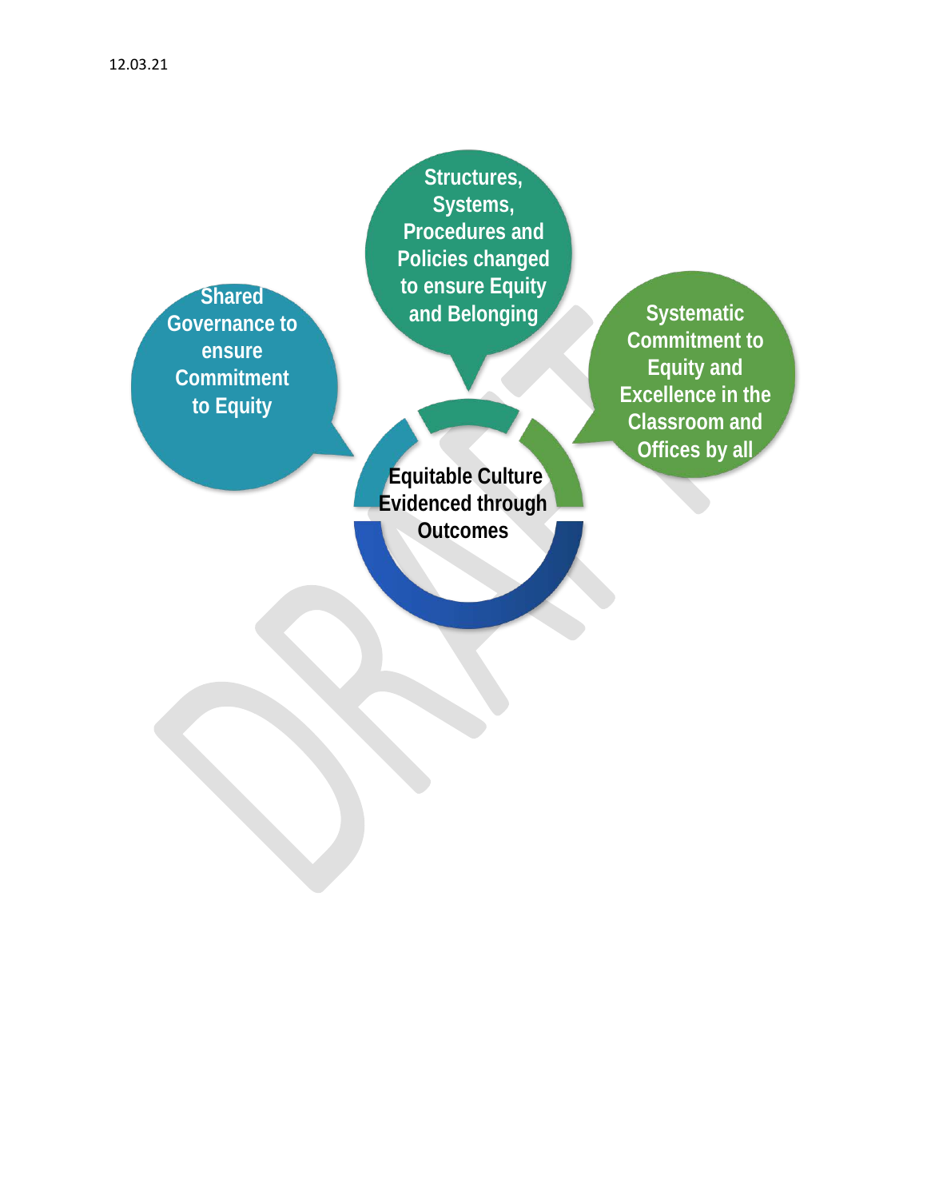12.03.21

Structures, Systems, Procedures and Policies changed to ensure Equity and Belonging

Shared Governance to ensure Commitment to Equity

Systematic Commitment to Equity and Excellence in the Classroom and Offices by all

Equitable Culture Evidenced through Outcomes